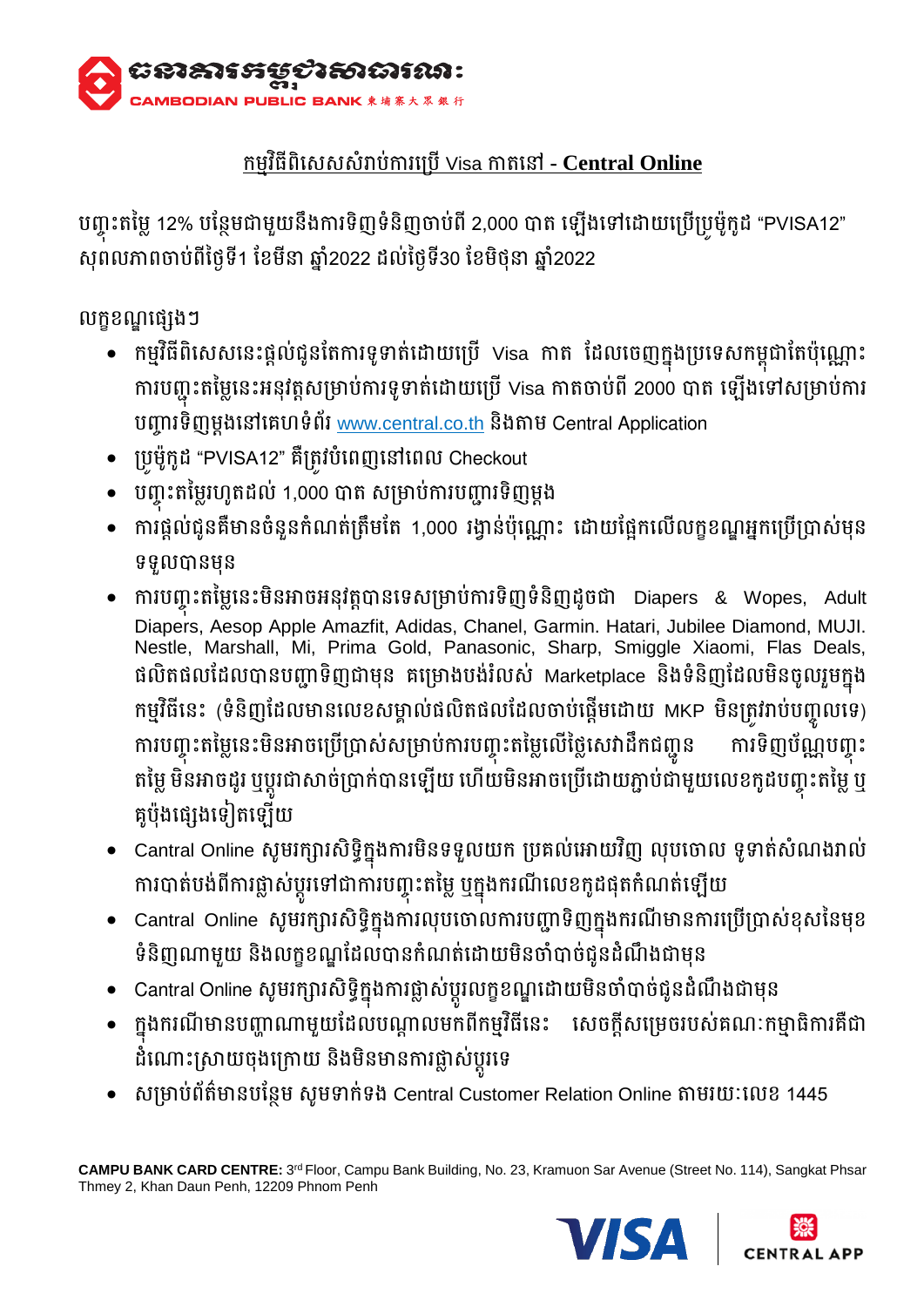ធនាគារកម្ពុជាសាធារណៈ
CAMBODIAN PUBLIC BANK 柬埔寨大众银行

## កម្មវិធីពិសេសសំរាប់ការប្រើ Visa កាតនៅ - **Central Online**

បញ្ចុះតម្លៃ 12% បន្ថែមជាមួយនឹងការទិញទំនិញចាប់ពី 2,000 បាត ឡើងទៅដោយប្រើប្រូម៉ូកូដ "PVISA12" សុពលភាពចាប់ពីថ្ងៃទី1 ខែមីនា ឆ្នាំ2022 ដល់ថ្ងៃទី30 ខែមិថុនា ឆ្នាំ2022

លក្ខខណ្ឌផ្សេងៗ

- កម្មវិធីពិសេសនេះផ្តល់ជូនតែការទូទាត់ដោយប្រើ Visa កាត ដែលចេញក្នុងប្រទេសកម្ពុជាតែប៉ុណ្ណោះ ការបញ្ចុះតម្លៃនេះអនុវត្តសម្រាប់ការទូទាត់ដោយប្រើ Visa កាតចាប់ពី 2000 បាត ឡើងទៅសម្រាប់ការបញ្ជាទិញម្តងនៅគេហទំព័រ www.central.co.th និងតាម Central Application
- ប្រូម៉ូកូដ "PVISA12" គឺត្រូវបំពេញនៅពេល Checkout
- បញ្ចុះតម្លៃរហូតដល់ 1,000 បាត សម្រាប់ការបញ្ជាទិញម្តង
- ការផ្តល់ជូនគឺមានចំនួនកំណត់ត្រឹមតែ 1,000 រង្វាន់ប៉ុណ្ណោះ ដោយផ្អែកលើលក្ខខណ្ឌអ្នកប្រើប្រាស់មុនទទួលបានមុន
- ការបញ្ចុះតម្លៃនេះមិនអាចអនុវត្តបានទេសម្រាប់ការទិញទំនិញដូចជា Diapers & Wopes, Adult Diapers, Aesop Apple Amazfit, Adidas, Chanel, Garmin. Hatari, Jubilee Diamond, MUJI. Nestle, Marshall, Mi, Prima Gold, Panasonic, Sharp, Smiggle Xiaomi, Flas Deals, ផលិតផលដែលបានបញ្ជាទិញជាមុន គម្រោងបង់រំលស់ Marketplace និងទំនិញដែលមិនចូលរួមក្នុងកម្មវិធីនេះ (ទំនិញដែលមានលេខសម្គាល់ផលិតផលដែលចាប់ផ្តើមដោយ MKP មិនត្រូវរាប់បញ្ចូលទេ) ការបញ្ចុះតម្លៃនេះមិនអាចប្រើប្រាស់សម្រាប់ការបញ្ចុះតម្លៃលើថ្លៃសេវាដឹកជញ្ជូន ការទិញប័ណ្ណបញ្ចុះតម្លៃ មិនអាចដូរ ឬប្តូរជាសាច់ប្រាក់បានឡើយ ហើយមិនអាចប្រើដោយភ្ជាប់ជាមួយលេខកូដបញ្ចុះតម្លៃ ឬគូប៉ុងផ្សេងទៀតឡើយ
- Cantral Online សូមរក្សារសិទ្ធិក្នុងការមិនទទួលយក ប្រគល់អោយវិញ លុបចោល ទូទាត់សំណងរាល់ការបាត់បង់ពីការផ្លាស់ប្តូរទៅជាការបញ្ចុះតម្លៃ ឬក្នុងករណីលេខកូដផុតកំណត់ឡើយ
- Cantral Online សូមរក្សារសិទ្ធិក្នុងការលុបចោលការបញ្ជាទិញក្នុងករណីមានការប្រើប្រាស់ខុសនៃមុខទំនិញណាមួយ និងលក្ខខណ្ឌដែលបានកំណត់ដោយមិនចាំបាច់ជូនដំណឹងជាមុន
- Cantral Online សូមរក្សារសិទ្ធិក្នុងការផ្លាស់ប្តូរលក្ខខណ្ឌដោយមិនចាំបាច់ជូនដំណឹងជាមុន
- ក្នុងករណីមានបញ្ហាណាមួយដែលបណ្តាលមកពីកម្មវិធីនេះ សេចក្តីសម្រេចរបស់គណៈកម្មាធិការគឺជាដំណោះស្រាយចុងក្រោយ និងមិនមានការផ្លាស់ប្តូរទេ
- សម្រាប់ព័ត៌មានបន្ថែម សូមទាក់ទង Central Customer Relation Online តាមរយៈលេខ 1445

**CAMPU BANK CARD CENTRE:** 3rd Floor, Campu Bank Building, No. 23, Kramuon Sar Avenue (Street No. 114), Sangkat Phsar Thmey 2, Khan Daun Penh, 12209 Phnom Penh

VISA | CENTRAL APP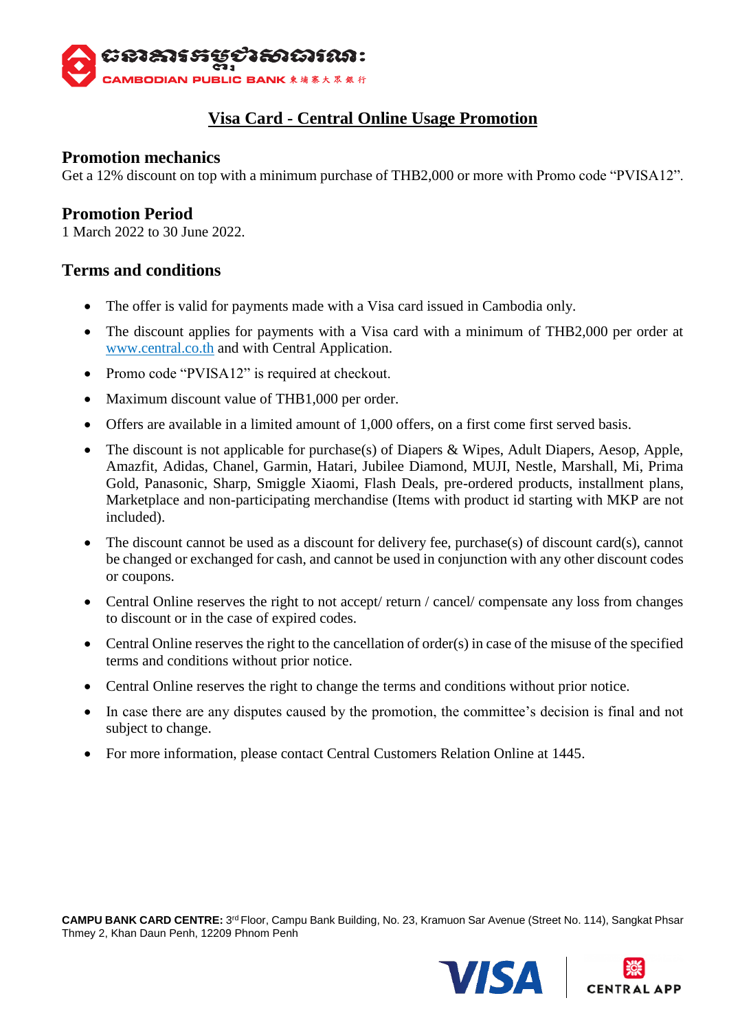## Visa Card - Central Online Usage Promotion

### Promotion mechanics

Get a 12% discount on top with a minimum purchase of THB2,000 or more with Promo code "PVISA12".

### Promotion Period

1 March 2022 to 30 June 2022.

### Terms and conditions

- The offer is valid for payments made with a Visa card issued in Cambodia only.
- The discount applies for payments with a Visa card with a minimum of THB2,000 per order at www.central.co.th and with Central Application.
- Promo code "PVISA12" is required at checkout.
- Maximum discount value of THB1,000 per order.
- Offers are available in a limited amount of 1,000 offers, on a first come first served basis.
- The discount is not applicable for purchase(s) of Diapers & Wipes, Adult Diapers, Aesop, Apple, Amazfit, Adidas, Chanel, Garmin, Hatari, Jubilee Diamond, MUJI, Nestle, Marshall, Mi, Prima Gold, Panasonic, Sharp, Smiggle Xiaomi, Flash Deals, pre-ordered products, installment plans, Marketplace and non-participating merchandise (Items with product id starting with MKP are not included).
- The discount cannot be used as a discount for delivery fee, purchase(s) of discount card(s), cannot be changed or exchanged for cash, and cannot be used in conjunction with any other discount codes or coupons.
- Central Online reserves the right to not accept/ return / cancel/ compensate any loss from changes to discount or in the case of expired codes.
- Central Online reserves the right to the cancellation of order(s) in case of the misuse of the specified terms and conditions without prior notice.
- Central Online reserves the right to change the terms and conditions without prior notice.
- In case there are any disputes caused by the promotion, the committee's decision is final and not subject to change.
- For more information, please contact Central Customers Relation Online at 1445.

**CAMPU BANK CARD CENTRE:** 3rd Floor, Campu Bank Building, No. 23, Kramuon Sar Avenue (Street No. 114), Sangkat Phsar Thmey 2, Khan Daun Penh, 12209 Phnom Penh